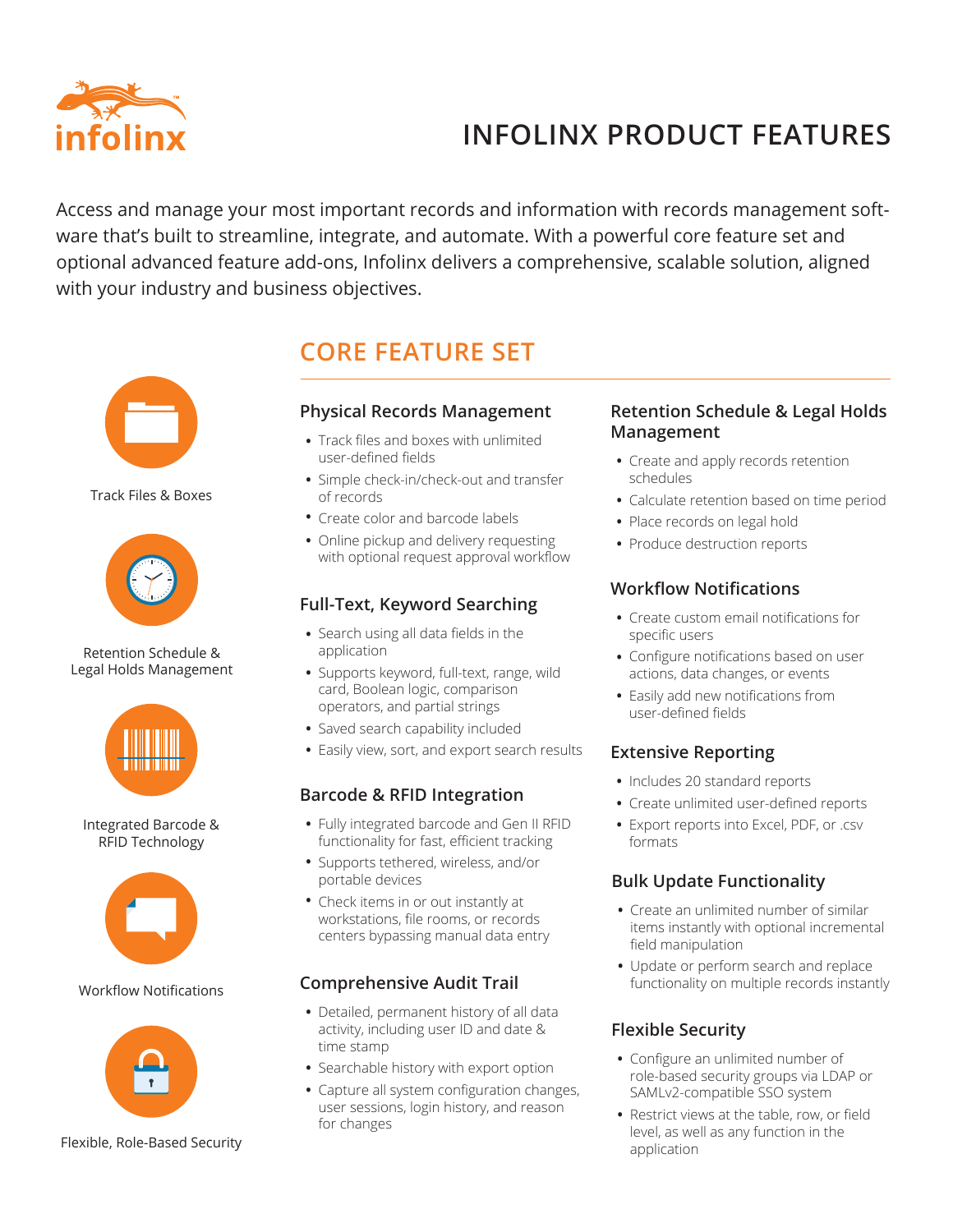infolinx

# INFOLINX PRODUCT FEATURES

Access and manage your most important records and information with records management software that's built to streamline, integrate, and automate. With a powerful core feature set and optional advanced feature add-ons, Infolinx delivers a comprehensive, scalable solution, aligned with your industry and business objectives.

Track Files & Boxes

Retention Schedule & Legal Holds Management

Integrated Barcode & RFID Technology

Workflow Notifications

Flexible, Role-Based Security

## CORE FEATURE SET

### Physical Records Management

- Track files and boxes with unlimited user-defined fields
- Simple check-in/check-out and transfer of records
- Create color and barcode labels
- Online pickup and delivery requesting with optional request approval workflow

### Full-Text, Keyword Searching

- Search using all data fields in the application
- Supports keyword, full-text, range, wild card, Boolean logic, comparison operators, and partial strings
- Saved search capability included
- Easily view, sort, and export search results

### Barcode & RFID Integration

- Fully integrated barcode and Gen II RFID functionality for fast, efficient tracking
- Supports tethered, wireless, and/or portable devices
- Check items in or out instantly at workstations, file rooms, or records centers bypassing manual data entry

### Comprehensive Audit Trail

- Detailed, permanent history of all data activity, including user ID and date & time stamp
- Searchable history with export option
- Capture all system configuration changes, user sessions, login history, and reason for changes

### Retention Schedule & Legal Holds Management

- Create and apply records retention schedules
- Calculate retention based on time period
- Place records on legal hold
- Produce destruction reports

### Workflow Notifications

- Create custom email notifications for specific users
- Configure notifications based on user actions, data changes, or events
- Easily add new notifications from user-defined fields

### Extensive Reporting

- Includes 20 standard reports
- Create unlimited user-defined reports
- Export reports into Excel, PDF, or .csv formats

### Bulk Update Functionality

- Create an unlimited number of similar items instantly with optional incremental field manipulation
- Update or perform search and replace functionality on multiple records instantly

### Flexible Security

- Configure an unlimited number of role-based security groups via LDAP or SAMLv2-compatible SSO system
- Restrict views at the table, row, or field level, as well as any function in the application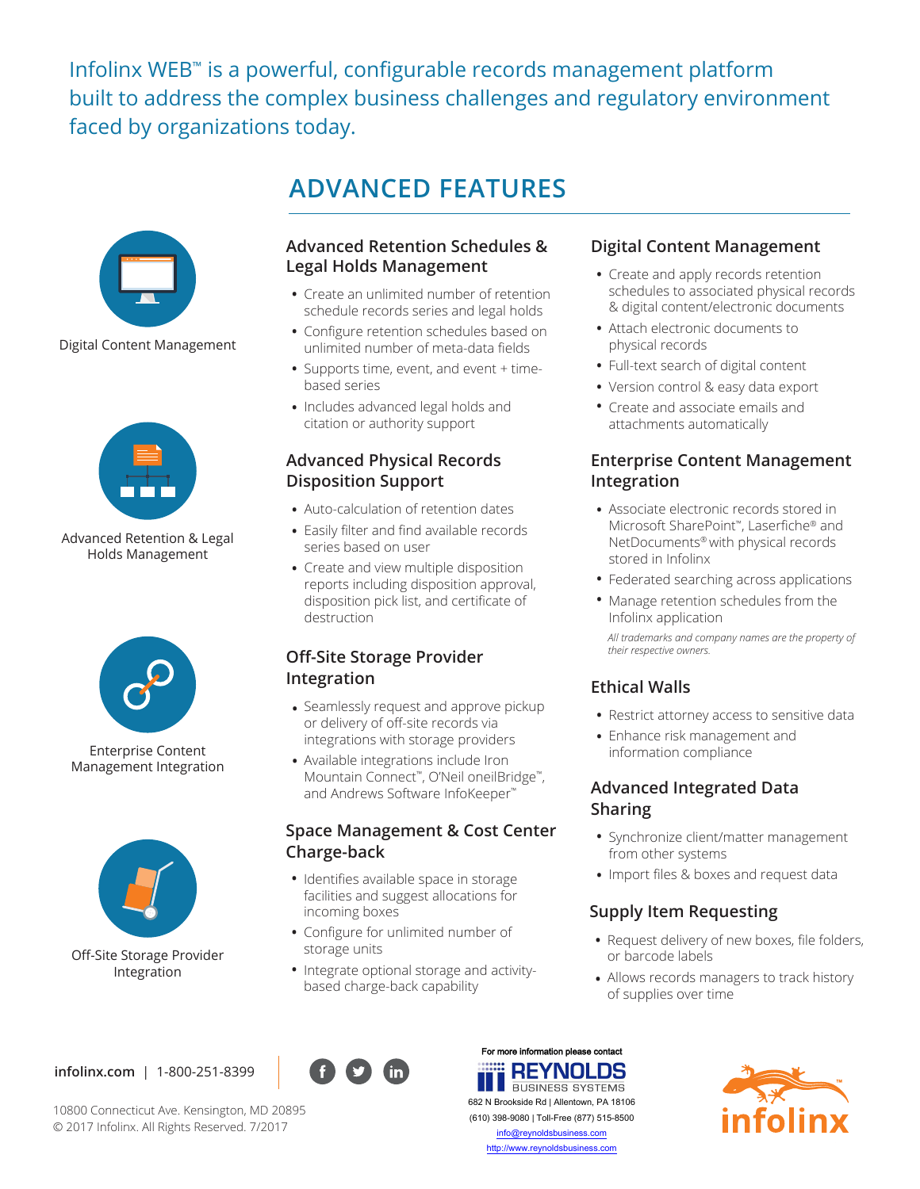Infolinx WEB™ is a powerful, configurable records management platform built to address the complex business challenges and regulatory environment faced by organizations today.

## ADVANCED FEATURES

Digital Content Management

Advanced Retention & Legal Holds Management

Enterprise Content Management Integration

Off-Site Storage Provider Integration

### Advanced Retention Schedules & Legal Holds Management

- Create an unlimited number of retention schedule records series and legal holds
- Configure retention schedules based on unlimited number of meta-data fields
- Supports time, event, and event + time-based series
- Includes advanced legal holds and citation or authority support

### Advanced Physical Records Disposition Support

- Auto-calculation of retention dates
- Easily filter and find available records series based on user
- Create and view multiple disposition reports including disposition approval, disposition pick list, and certificate of destruction

### Off-Site Storage Provider Integration

- Seamlessly request and approve pickup or delivery of off-site records via integrations with storage providers
- Available integrations include Iron Mountain Connect™, O'Neil oneilBridge™, and Andrews Software InfoKeeper™

### Space Management & Cost Center Charge-back

- Identifies available space in storage facilities and suggest allocations for incoming boxes
- Configure for unlimited number of storage units
- Integrate optional storage and activity-based charge-back capability

### Digital Content Management

- Create and apply records retention schedules to associated physical records & digital content/electronic documents
- Attach electronic documents to physical records
- Full-text search of digital content
- Version control & easy data export
- Create and associate emails and attachments automatically

### Enterprise Content Management Integration

- Associate electronic records stored in Microsoft SharePoint™, Laserfiche® and NetDocuments® with physical records stored in Infolinx
- Federated searching across applications
- Manage retention schedules from the Infolinx application

*All trademarks and company names are the property of their respective owners.*

### Ethical Walls

- Restrict attorney access to sensitive data
- Enhance risk management and information compliance

### Advanced Integrated Data Sharing

- Synchronize client/matter management from other systems
- Import files & boxes and request data

### Supply Item Requesting

- Request delivery of new boxes, file folders, or barcode labels
- Allows records managers to track history of supplies over time

**infolinx.com** | 1-800-251-8399

10800 Connecticut Ave. Kensington, MD 20895
© 2017 Infolinx. All Rights Reserved. 7/2017

For more information please contact
REYNOLDS BUSINESS SYSTEMS
682 N Brookside Rd | Allentown, PA 18106
(610) 398-9080 | Toll-Free (877) 515-8500
info@reynoldsbusiness.com
http://www.reynoldsbusiness.com

infolinx™